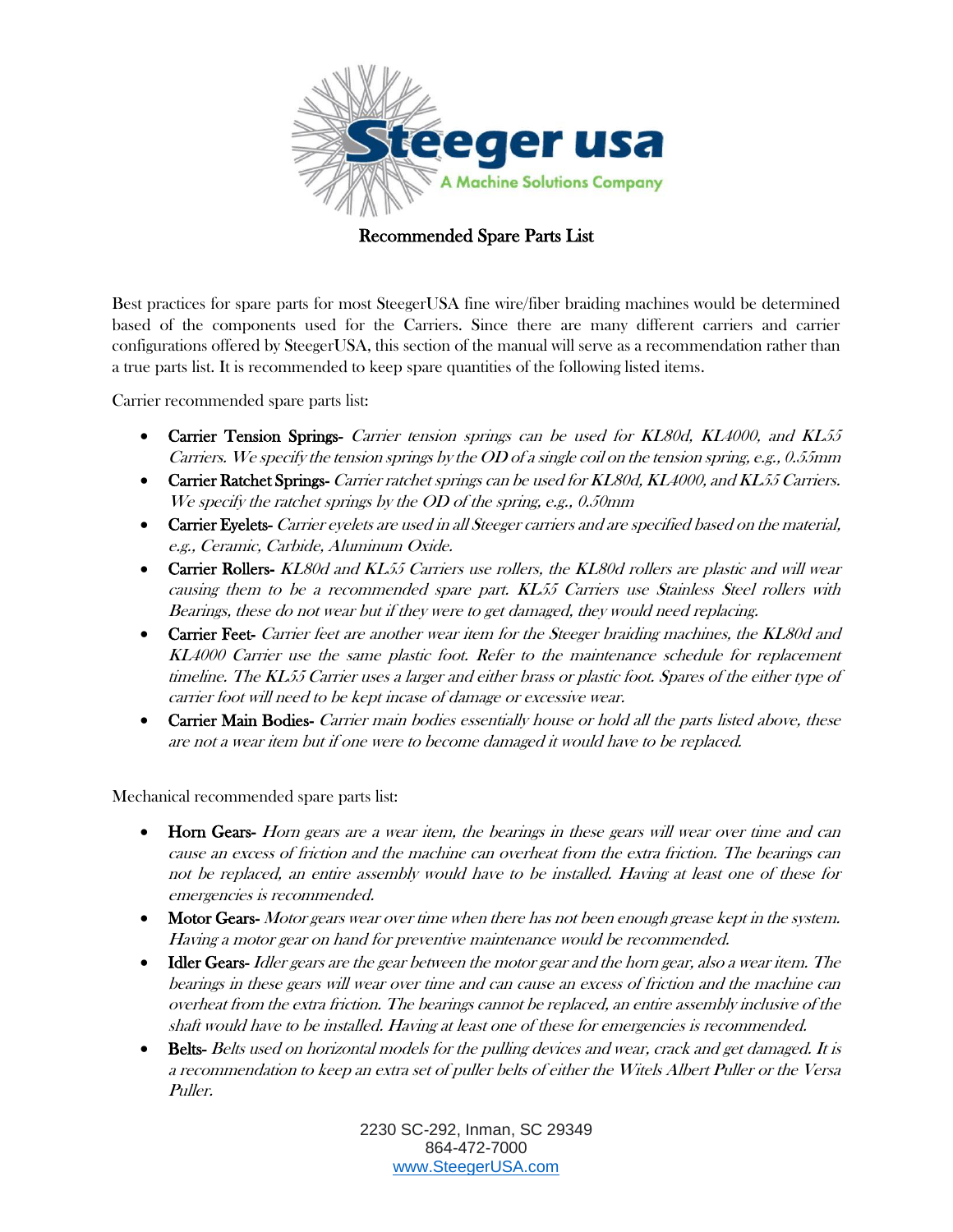# Recommended Spare Parts List

Best practices for spare parts for most SteegerUSA fine wire/fiber braiding machines would be determined based of the components used for the Carriers. Since there are many different carriers and carrier configurations offered by SteegerUSA, this section of the manual will serve as a recommendation rather than a true parts list. It is recommended to keep spare quantities of the following listed items.

Carrier recommended spare parts list:

- Carrier Tension Springs- *Carrier tension springs can be used for KL80d, KL4000, and KL55 Carriers. We specify the tension springs by the OD of a single coil on the tension spring, e.g., 0.55mm*
- Carrier Ratchet Springs- *Carrier ratchet springs can be used for KL80d, KL4000, and KL55 Carriers. We specify the ratchet springs by the OD of the spring, e.g., 0.50mm*
- Carrier Eyelets- *Carrier eyelets are used in all Steeger carriers and are specified based on the material, e.g., Ceramic, Carbide, Aluminum Oxide.*
- Carrier Rollers- *KL80d and KL55 Carriers use rollers, the KL80d rollers are plastic and will wear causing them to be a recommended spare part. KL55 Carriers use Stainless Steel rollers with Bearings, these do not wear but if they were to get damaged, they would need replacing.*
- Carrier Feet- *Carrier feet are another wear item for the Steeger braiding machines, the KL80d and KL4000 Carrier use the same plastic foot. Refer to the maintenance schedule for replacement timeline. The KL55 Carrier uses a larger and either brass or plastic foot. Spares of the either type of carrier foot will need to be kept incase of damage or excessive wear.*
- Carrier Main Bodies- *Carrier main bodies essentially house or hold all the parts listed above, these are not a wear item but if one were to become damaged it would have to be replaced.*

Mechanical recommended spare parts list:

- Horn Gears- *Horn gears are a wear item, the bearings in these gears will wear over time and can cause an excess of friction and the machine can overheat from the extra friction. The bearings can not be replaced, an entire assembly would have to be installed. Having at least one of these for emergencies is recommended.*
- Motor Gears- *Motor gears wear over time when there has not been enough grease kept in the system. Having a motor gear on hand for preventive maintenance would be recommended.*
- Idler Gears- *Idler gears are the gear between the motor gear and the horn gear, also a wear item. The bearings in these gears will wear over time and can cause an excess of friction and the machine can overheat from the extra friction. The bearings cannot be replaced, an entire assembly inclusive of the shaft would have to be installed. Having at least one of these for emergencies is recommended.*
- Belts- *Belts used on horizontal models for the pulling devices and wear, crack and get damaged. It is a recommendation to keep an extra set of puller belts of either the Witels Albert Puller or the Versa Puller.*

2230 SC-292, Inman, SC 29349
864-472-7000
www.SteegerUSA.com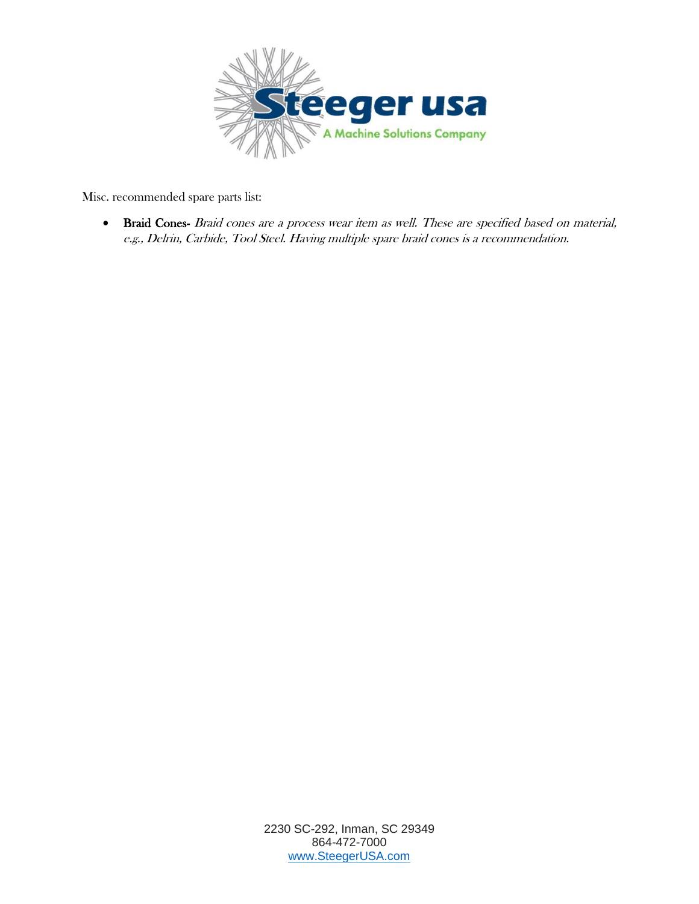Misc. recommended spare parts list:

- **Braid Cones-** *Braid cones are a process wear item as well. These are specified based on material, e.g., Delrin, Carbide, Tool Steel. Having multiple spare braid cones is a recommendation.*